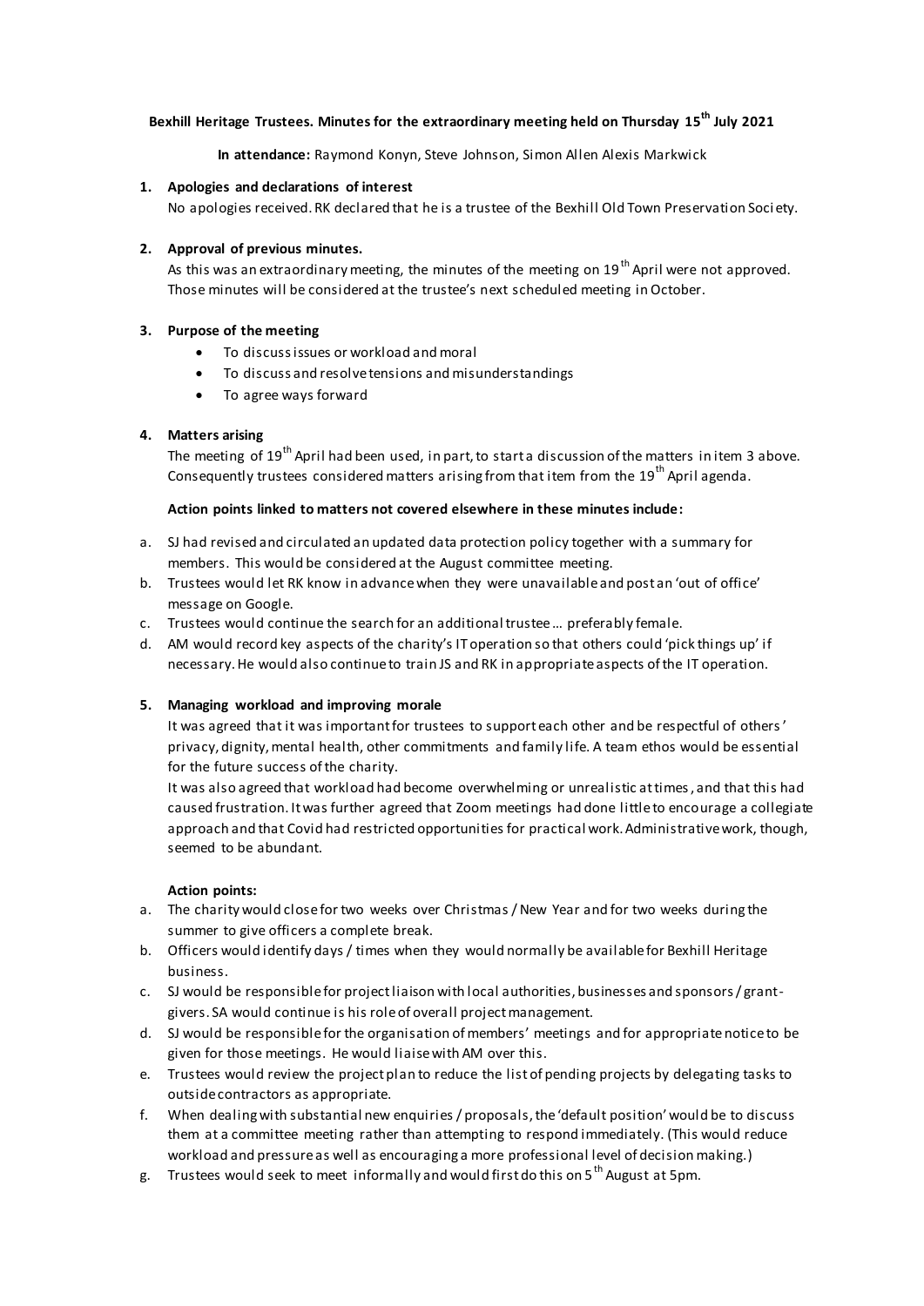**Bexhill Heritage Trustees. Minutes for the extraordinary meeting held on Thursday 15th July 2021**

**In attendance:** Raymond Konyn, Steve Johnson, Simon Allen Alexis Markwick

1. **Apologies and declarations of interest**

   No apologies received. RK declared that he is a trustee of the Bexhill Old Town Preservation Society.

2. **Approval of previous minutes.**

   As this was an extraordinary meeting, the minutes of the meeting on 19th April were not approved. Those minutes will be considered at the trustee's next scheduled meeting in October.

3. **Purpose of the meeting**
   - To discuss issues or workload and moral
   - To discuss and resolve tensions and misunderstandings
   - To agree ways forward

4. **Matters arising**

   The meeting of 19th April had been used, in part, to start a discussion of the matters in item 3 above. Consequently trustees considered matters arising from that item from the 19th April agenda.

   **Action points linked to matters not covered elsewhere in these minutes include:**

a. SJ had revised and circulated an updated data protection policy together with a summary for members. This would be considered at the August committee meeting.
b. Trustees would let RK know in advance when they were unavailable and post an 'out of office' message on Google.
c. Trustees would continue the search for an additional trustee … preferably female.
d. AM would record key aspects of the charity's IT operation so that others could 'pick things up' if necessary. He would also continue to train JS and RK in appropriate aspects of the IT operation.

5. **Managing workload and improving morale**

   It was agreed that it was important for trustees to support each other and be respectful of others' privacy, dignity, mental health, other commitments and family life. A team ethos would be essential for the future success of the charity.

   It was also agreed that workload had become overwhelming or unrealistic at times, and that this had caused frustration. It was further agreed that Zoom meetings had done little to encourage a collegiate approach and that Covid had restricted opportunities for practical work. Administrative work, though, seemed to be abundant.

   **Action points:**

a. The charity would close for two weeks over Christmas / New Year and for two weeks during the summer to give officers a complete break.
b. Officers would identify days / times when they would normally be available for Bexhill Heritage business.
c. SJ would be responsible for project liaison with local authorities, businesses and sponsors / grant-givers. SA would continue is his role of overall project management.
d. SJ would be responsible for the organisation of members' meetings and for appropriate notice to be given for those meetings. He would liaise with AM over this.
e. Trustees would review the project plan to reduce the list of pending projects by delegating tasks to outside contractors as appropriate.
f. When dealing with substantial new enquiries / proposals, the 'default position' would be to discuss them at a committee meeting rather than attempting to respond immediately. (This would reduce workload and pressure as well as encouraging a more professional level of decision making.)
g. Trustees would seek to meet informally and would first do this on 5th August at 5pm.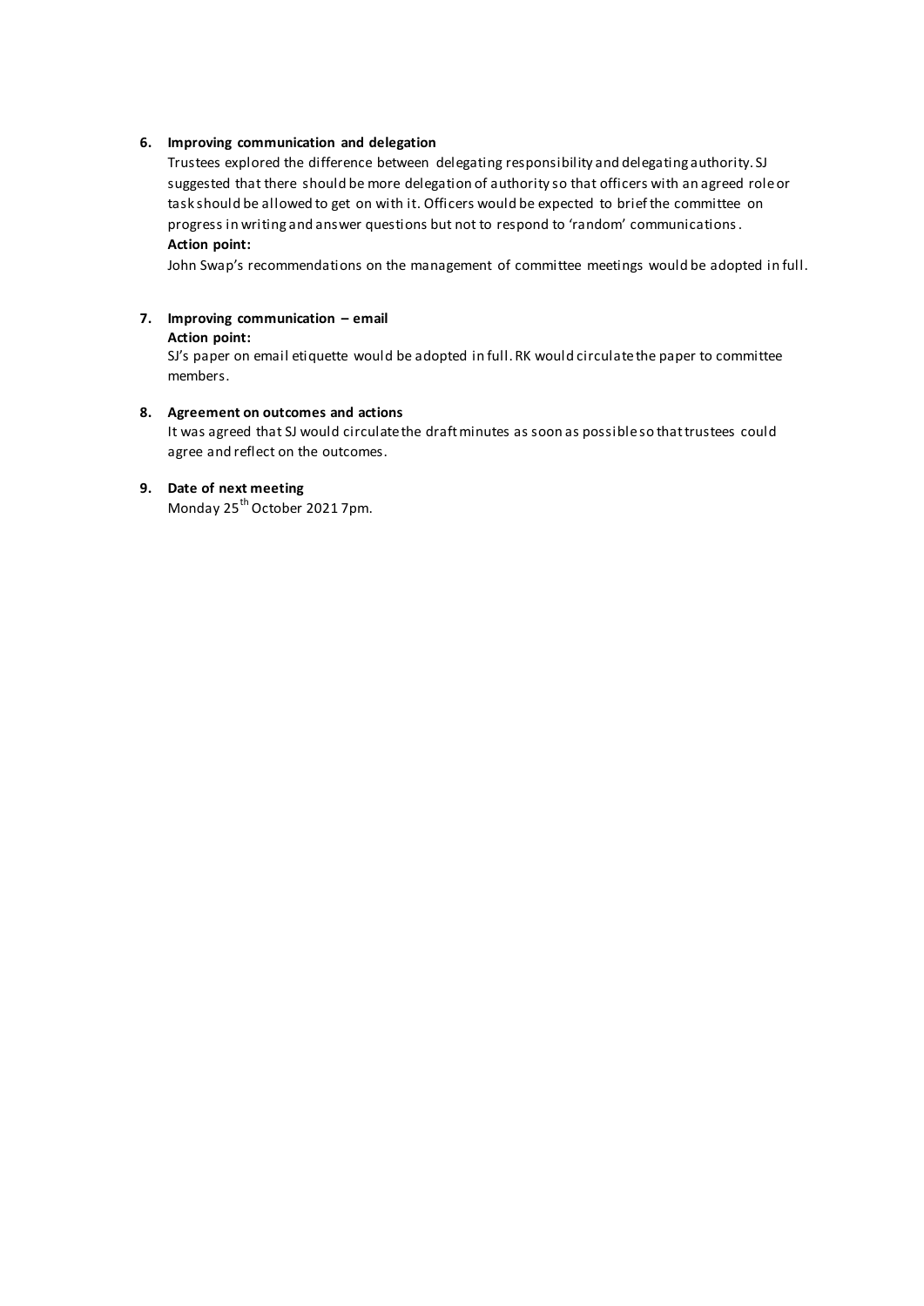6. **Improving communication and delegation**

   Trustees explored the difference between delegating responsibility and delegating authority. SJ suggested that there should be more delegation of authority so that officers with an agreed role or task should be allowed to get on with it. Officers would be expected to brief the committee on progress in writing and answer questions but not to respond to 'random' communications.

   **Action point:**

   John Swap's recommendations on the management of committee meetings would be adopted in full.

7. **Improving communication – email**

   **Action point:**

   SJ's paper on email etiquette would be adopted in full. RK would circulate the paper to committee members.

8. **Agreement on outcomes and actions**

   It was agreed that SJ would circulate the draft minutes as soon as possible so that trustees could agree and reflect on the outcomes.

9. **Date of next meeting**

   Monday 25th October 2021 7pm.